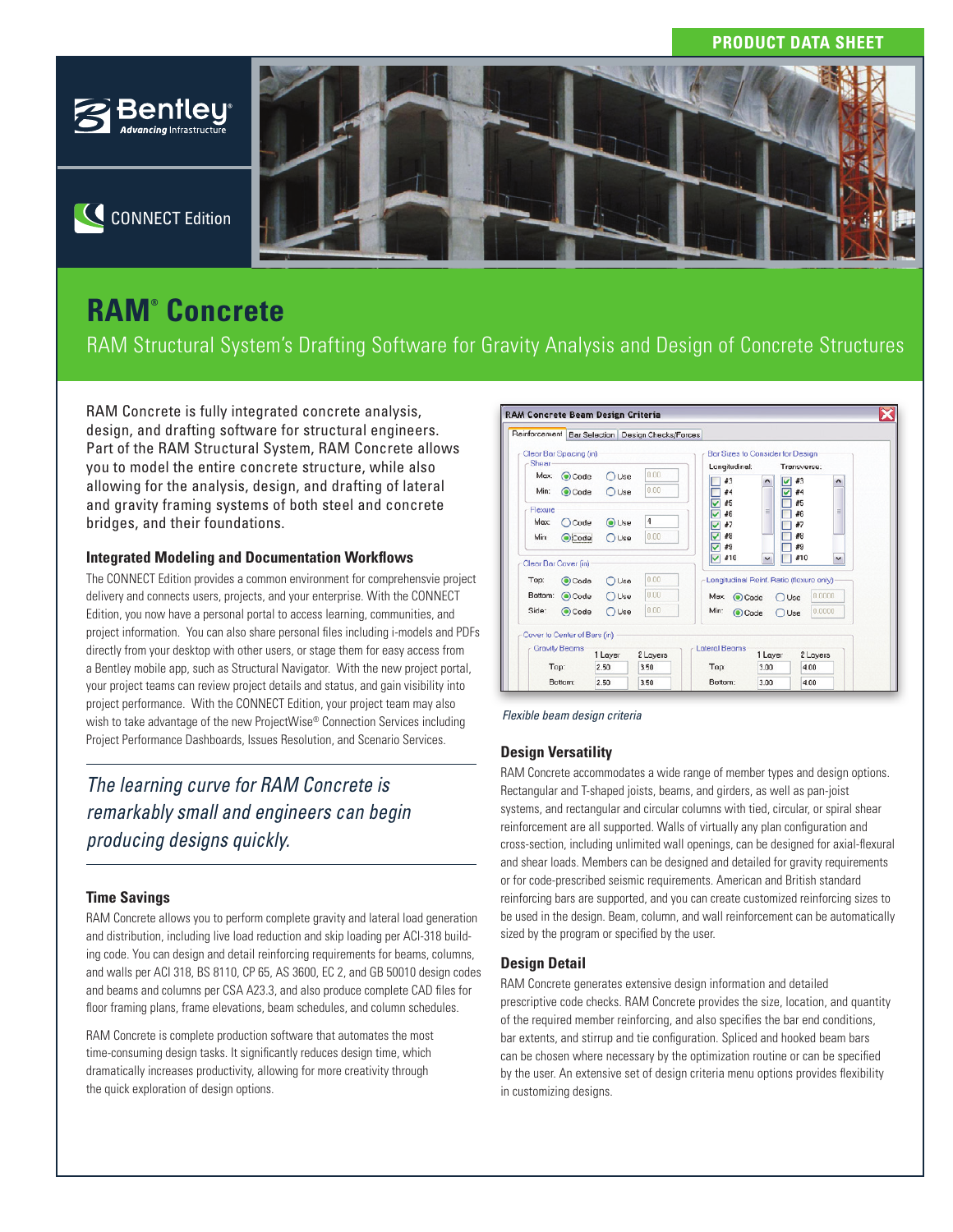PRODUCT DATA SHEET

CONNECT Edition

# RAM® Concrete

## RAM Structural System's Drafting Software for Gravity Analysis and Design of Concrete Structures

RAM Concrete is fully integrated concrete analysis, design, and drafting software for structural engineers. Part of the RAM Structural System, RAM Concrete allows you to model the entire concrete structure, while also allowing for the analysis, design, and drafting of lateral and gravity framing systems of both steel and concrete bridges, and their foundations.

### Integrated Modeling and Documentation Workflows

The CONNECT Edition provides a common environment for comprehensvie project delivery and connects users, projects, and your enterprise. With the CONNECT Edition, you now have a personal portal to access learning, communities, and project information. You can also share personal files including i-models and PDFs directly from your desktop with other users, or stage them for easy access from a Bentley mobile app, such as Structural Navigator. With the new project portal, your project teams can review project details and status, and gain visibility into project performance. With the CONNECT Edition, your project team may also wish to take advantage of the new ProjectWise® Connection Services including Project Performance Dashboards, Issues Resolution, and Scenario Services.

*The learning curve for RAM Concrete is remarkably small and engineers can begin producing designs quickly.*

### Time Savings

RAM Concrete allows you to perform complete gravity and lateral load generation and distribution, including live load reduction and skip loading per ACI-318 building code. You can design and detail reinforcing requirements for beams, columns, and walls per ACI 318, BS 8110, CP 65, AS 3600, EC 2, and GB 50010 design codes and beams and columns per CSA A23.3, and also produce complete CAD files for floor framing plans, frame elevations, beam schedules, and column schedules.

RAM Concrete is complete production software that automates the most time-consuming design tasks. It significantly reduces design time, which dramatically increases productivity, allowing for more creativity through the quick exploration of design options.

*Flexible beam design criteria*

### Design Versatility

RAM Concrete accommodates a wide range of member types and design options. Rectangular and T-shaped joists, beams, and girders, as well as pan-joist systems, and rectangular and circular columns with tied, circular, or spiral shear reinforcement are all supported. Walls of virtually any plan configuration and cross-section, including unlimited wall openings, can be designed for axial-flexural and shear loads. Members can be designed and detailed for gravity requirements or for code-prescribed seismic requirements. American and British standard reinforcing bars are supported, and you can create customized reinforcing sizes to be used in the design. Beam, column, and wall reinforcement can be automatically sized by the program or specified by the user.

### Design Detail

RAM Concrete generates extensive design information and detailed prescriptive code checks. RAM Concrete provides the size, location, and quantity of the required member reinforcing, and also specifies the bar end conditions, bar extents, and stirrup and tie configuration. Spliced and hooked beam bars can be chosen where necessary by the optimization routine or can be specified by the user. An extensive set of design criteria menu options provides flexibility in customizing designs.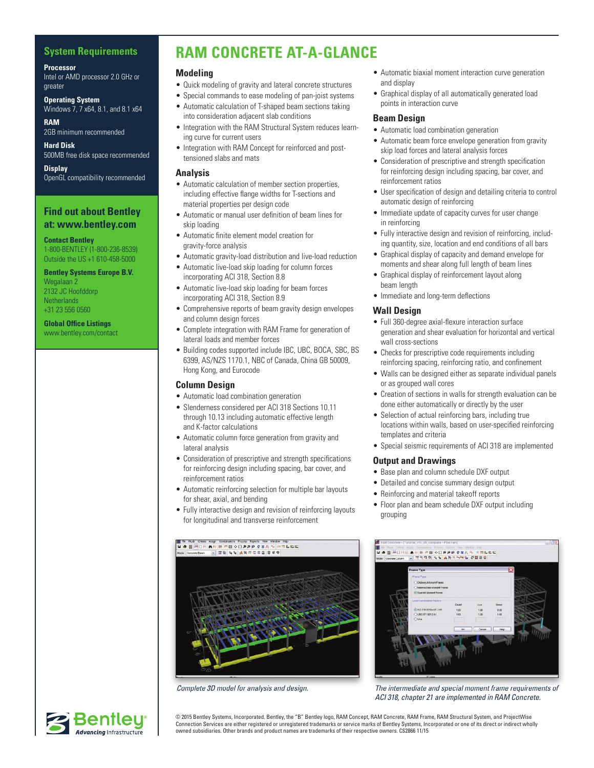## System Requirements

**Processor**
Intel or AMD processor 2.0 GHz or greater

**Operating System**
Windows 7, 7 x64, 8.1, and 8.1 x64

**RAM**
2GB minimum recommended

**Hard Disk**
500MB free disk space recommended

**Display**
OpenGL compatibility recommended

## Find out about Bentley at: www.bentley.com

**Contact Bentley**
1-800-BENTLEY (1-800-236-8539)
Outside the US +1 610-458-5000

**Bentley Systems Europe B.V.**
Wegalaan 2
2132 JC Hoofddorp
Netherlands
+31 23 556 0560

**Global Office Listings**
www.bentley.com/contact

# RAM CONCRETE AT-A-GLANCE

## Modeling

- Quick modeling of gravity and lateral concrete structures
- Special commands to ease modeling of pan-joist systems
- Automatic calculation of T-shaped beam sections taking into consideration adjacent slab conditions
- Integration with the RAM Structural System reduces learning curve for current users
- Integration with RAM Concept for reinforced and post-tensioned slabs and mats

## Analysis

- Automatic calculation of member section properties, including effective flange widths for T-sections and material properties per design code
- Automatic or manual user definition of beam lines for skip loading
- Automatic finite element model creation for gravity-force analysis
- Automatic gravity-load distribution and live-load reduction
- Automatic live-load skip loading for column forces incorporating ACI 318, Section 8.8
- Automatic live-load skip loading for beam forces incorporating ACI 318, Section 8.9
- Comprehensive reports of beam gravity design envelopes and column design forces
- Complete integration with RAM Frame for generation of lateral loads and member forces
- Building codes supported include IBC, UBC, BOCA, SBC, BS 6399, AS/NZS 1170.1, NBC of Canada, China GB 50009, Hong Kong, and Eurocode

## Column Design

- Automatic load combination generation
- Slenderness considered per ACI 318 Sections 10.11 through 10.13 including automatic effective length and K-factor calculations
- Automatic column force generation from gravity and lateral analysis
- Consideration of prescriptive and strength specifications for reinforcing design including spacing, bar cover, and reinforcement ratios
- Automatic reinforcing selection for multiple bar layouts for shear, axial, and bending
- Fully interactive design and revision of reinforcing layouts for longitudinal and transverse reinforcement
- Automatic biaxial moment interaction curve generation and display
- Graphical display of all automatically generated load points in interaction curve

## Beam Design

- Automatic load combination generation
- Automatic beam force envelope generation from gravity skip load forces and lateral analysis forces
- Consideration of prescriptive and strength specification for reinforcing design including spacing, bar cover, and reinforcement ratios
- User specification of design and detailing criteria to control automatic design of reinforcing
- Immediate update of capacity curves for user change in reinforcing
- Fully interactive design and revision of reinforcing, including quantity, size, location and end conditions of all bars
- Graphical display of capacity and demand envelope for moments and shear along full length of beam lines
- Graphical display of reinforcement layout along beam length
- Immediate and long-term deflections

## Wall Design

- Full 360-degree axial-flexure interaction surface generation and shear evaluation for horizontal and vertical wall cross-sections
- Checks for prescriptive code requirements including reinforcing spacing, reinforcing ratio, and confinement
- Walls can be designed either as separate individual panels or as grouped wall cores
- Creation of sections in walls for strength evaluation can be done either automatically or directly by the user
- Selection of actual reinforcing bars, including true locations within walls, based on user-specified reinforcing templates and criteria
- Special seismic requirements of ACI 318 are implemented

## Output and Drawings

- Base plan and column schedule DXF output
- Detailed and concise summary design output
- Reinforcing and material takeoff reports
- Floor plan and beam schedule DXF output including grouping

*Complete 3D model for analysis and design.*

*The intermediate and special moment frame requirements of ACI 318, chapter 21 are implemented in RAM Concrete.*

© 2015 Bentley Systems, Incorporated. Bentley, the "B" Bentley logo, RAM Concept, RAM Concrete, RAM Frame, RAM Structural System, and ProjectWise Connection Services are either registered or unregistered trademarks or service marks of Bentley Systems, Incorporated or one of its direct or indirect wholly owned subsidiaries. Other brands and product names are trademarks of their respective owners. CS2866 11/15